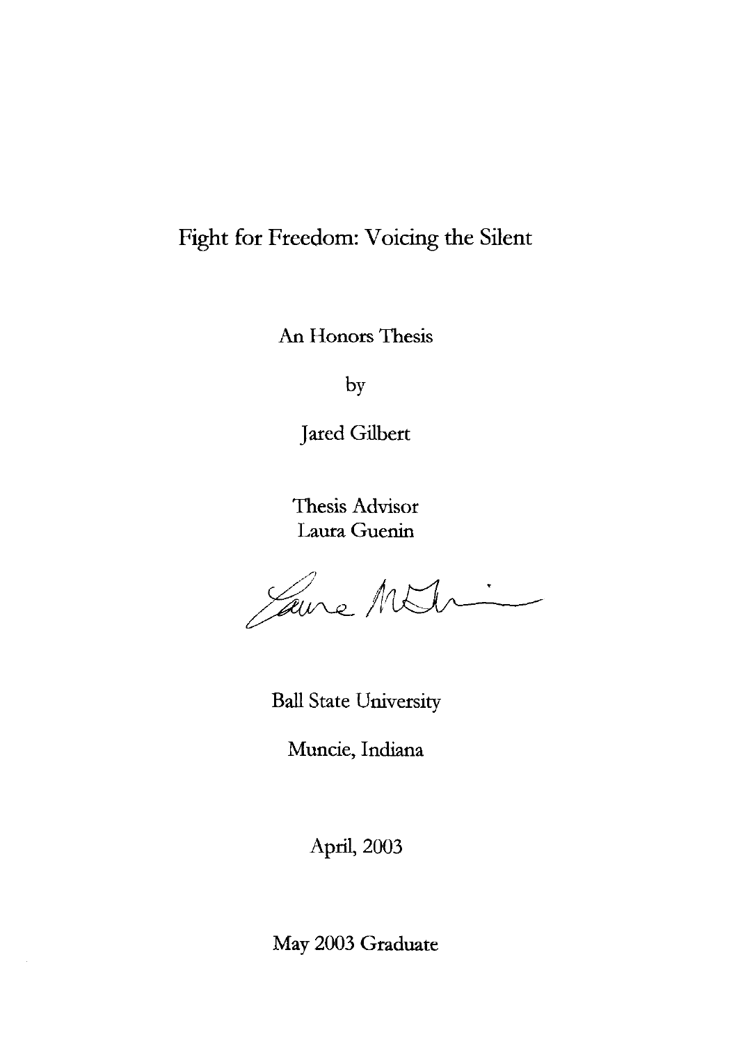# Fight for Freedom: Voicing the Silent

An Honors Thesis

by

Jared Gilbert

Thesis Advisor
Laura Guenin

Ball State University

Muncie, Indiana

April, 2003

May 2003 Graduate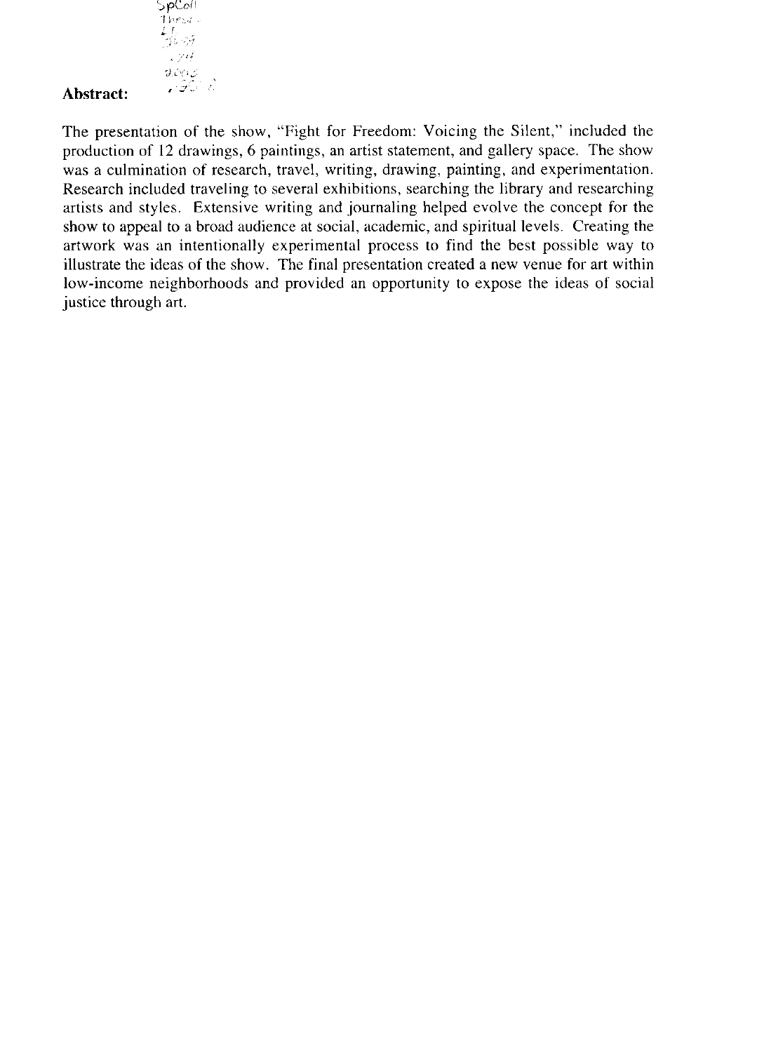**Abstract:**

The presentation of the show, "Fight for Freedom: Voicing the Silent," included the production of 12 drawings, 6 paintings, an artist statement, and gallery space. The show was a culmination of research, travel, writing, drawing, painting, and experimentation. Research included traveling to several exhibitions, searching the library and researching artists and styles. Extensive writing and journaling helped evolve the concept for the show to appeal to a broad audience at social, academic, and spiritual levels. Creating the artwork was an intentionally experimental process to find the best possible way to illustrate the ideas of the show. The final presentation created a new venue for art within low-income neighborhoods and provided an opportunity to expose the ideas of social justice through art.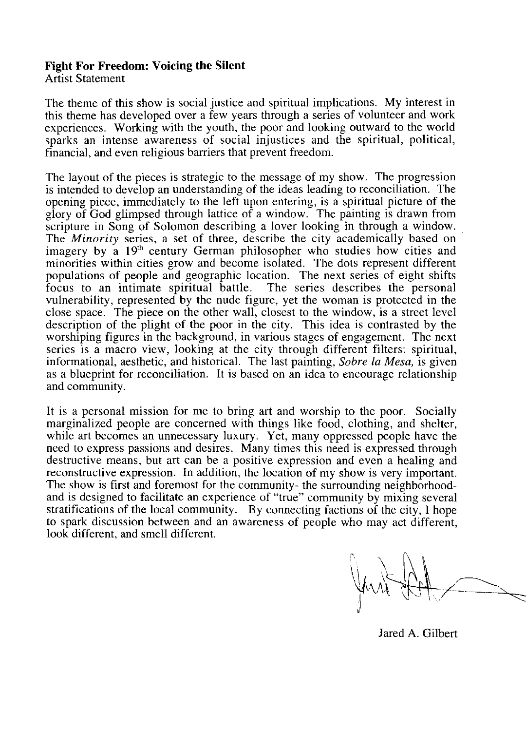**Fight For Freedom: Voicing the Silent**
Artist Statement

The theme of this show is social justice and spiritual implications. My interest in this theme has developed over a few years through a series of volunteer and work experiences. Working with the youth, the poor and looking outward to the world sparks an intense awareness of social injustices and the spiritual, political, financial, and even religious barriers that prevent freedom.

The layout of the pieces is strategic to the message of my show. The progression is intended to develop an understanding of the ideas leading to reconciliation. The opening piece, immediately to the left upon entering, is a spiritual picture of the glory of God glimpsed through lattice of a window. The painting is drawn from scripture in Song of Solomon describing a lover looking in through a window. The *Minority* series, a set of three, describe the city academically based on imagery by a 19th century German philosopher who studies how cities and minorities within cities grow and become isolated. The dots represent different populations of people and geographic location. The next series of eight shifts focus to an intimate spiritual battle. The series describes the personal vulnerability, represented by the nude figure, yet the woman is protected in the close space. The piece on the other wall, closest to the window, is a street level description of the plight of the poor in the city. This idea is contrasted by the worshiping figures in the background, in various stages of engagement. The next series is a macro view, looking at the city through different filters: spiritual, informational, aesthetic, and historical. The last painting, *Sobre la Mesa,* is given as a blueprint for reconciliation. It is based on an idea to encourage relationship and community.

It is a personal mission for me to bring art and worship to the poor. Socially marginalized people are concerned with things like food, clothing, and shelter, while art becomes an unnecessary luxury. Yet, many oppressed people have the need to express passions and desires. Many times this need is expressed through destructive means, but art can be a positive expression and even a healing and reconstructive expression. In addition, the location of my show is very important. The show is first and foremost for the community- the surrounding neighborhood- and is designed to facilitate an experience of "true" community by mixing several stratifications of the local community. By connecting factions of the city, I hope to spark discussion between and an awareness of people who may act different, look different, and smell different.

Jared A. Gilbert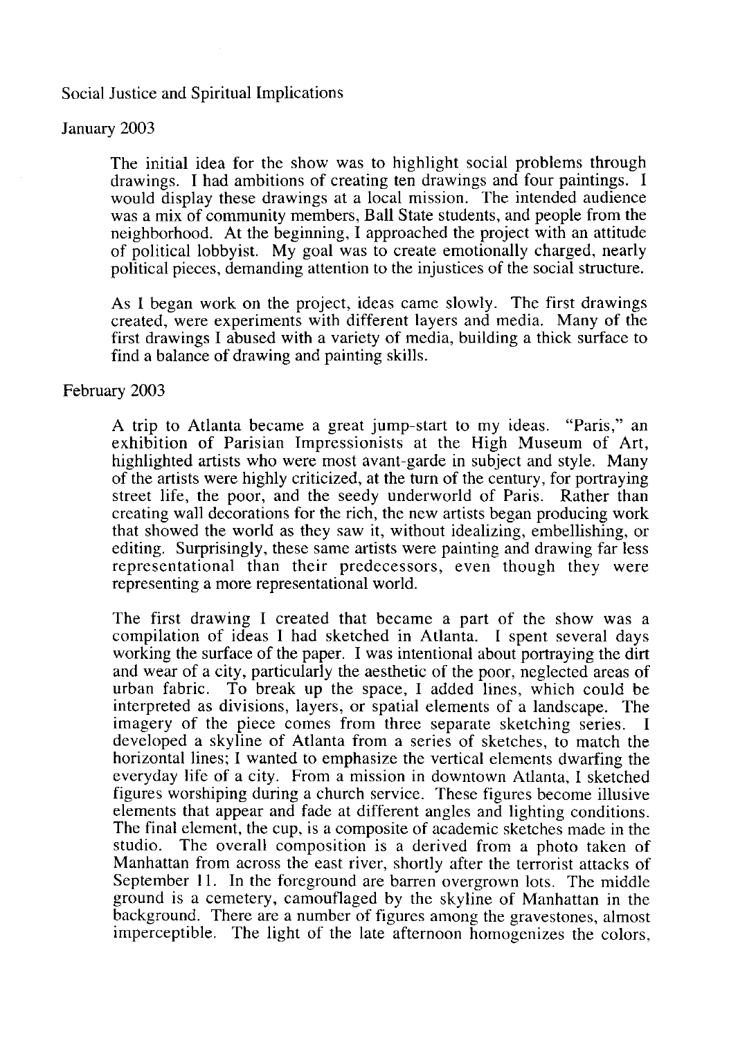Social Justice and Spiritual Implications

January 2003

The initial idea for the show was to highlight social problems through drawings. I had ambitions of creating ten drawings and four paintings. I would display these drawings at a local mission. The intended audience was a mix of community members, Ball State students, and people from the neighborhood. At the beginning, I approached the project with an attitude of political lobbyist. My goal was to create emotionally charged, nearly political pieces, demanding attention to the injustices of the social structure.

As I began work on the project, ideas came slowly. The first drawings created, were experiments with different layers and media. Many of the first drawings I abused with a variety of media, building a thick surface to find a balance of drawing and painting skills.

February 2003

A trip to Atlanta became a great jump-start to my ideas. "Paris," an exhibition of Parisian Impressionists at the High Museum of Art, highlighted artists who were most avant-garde in subject and style. Many of the artists were highly criticized, at the turn of the century, for portraying street life, the poor, and the seedy underworld of Paris. Rather than creating wall decorations for the rich, the new artists began producing work that showed the world as they saw it, without idealizing, embellishing, or editing. Surprisingly, these same artists were painting and drawing far less representational than their predecessors, even though they were representing a more representational world.

The first drawing I created that became a part of the show was a compilation of ideas I had sketched in Atlanta. I spent several days working the surface of the paper. I was intentional about portraying the dirt and wear of a city, particularly the aesthetic of the poor, neglected areas of urban fabric. To break up the space, I added lines, which could be interpreted as divisions, layers, or spatial elements of a landscape. The imagery of the piece comes from three separate sketching series. I developed a skyline of Atlanta from a series of sketches, to match the horizontal lines; I wanted to emphasize the vertical elements dwarfing the everyday life of a city. From a mission in downtown Atlanta, I sketched figures worshiping during a church service. These figures become illusive elements that appear and fade at different angles and lighting conditions. The final element, the cup, is a composite of academic sketches made in the studio. The overall composition is a derived from a photo taken of Manhattan from across the east river, shortly after the terrorist attacks of September 11. In the foreground are barren overgrown lots. The middle ground is a cemetery, camouflaged by the skyline of Manhattan in the background. There are a number of figures among the gravestones, almost imperceptible. The light of the late afternoon homogenizes the colors,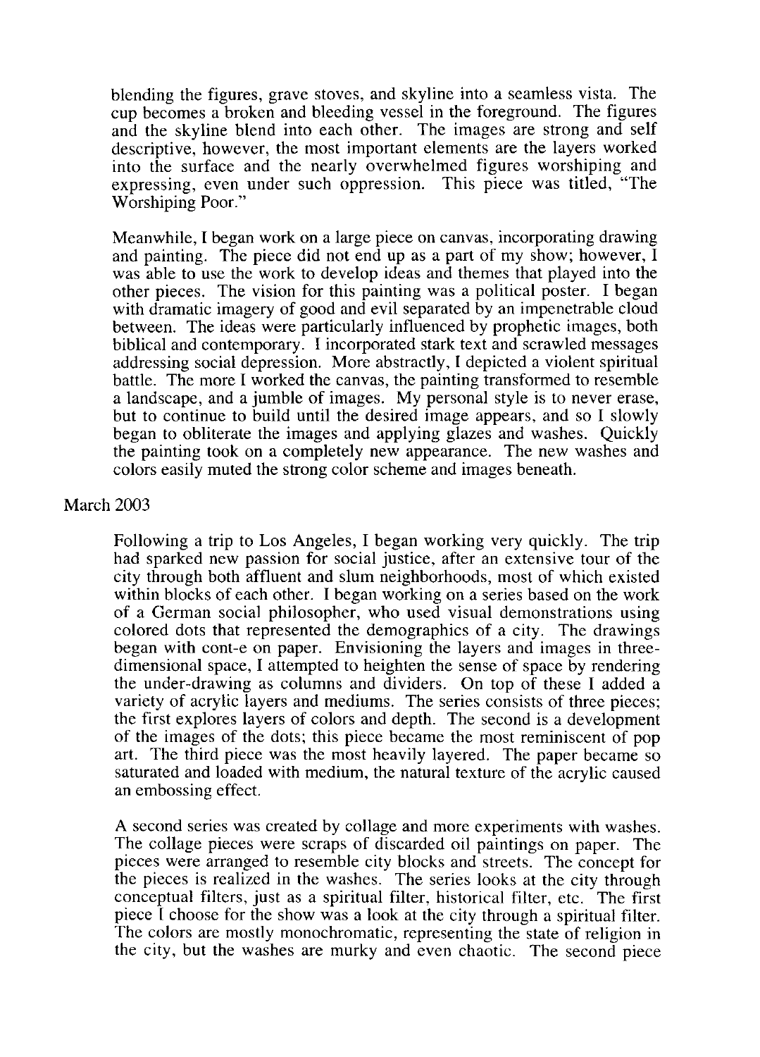blending the figures, grave stoves, and skyline into a seamless vista. The cup becomes a broken and bleeding vessel in the foreground. The figures and the skyline blend into each other. The images are strong and self descriptive, however, the most important elements are the layers worked into the surface and the nearly overwhelmed figures worshiping and expressing, even under such oppression. This piece was titled, "The Worshiping Poor."

Meanwhile, I began work on a large piece on canvas, incorporating drawing and painting. The piece did not end up as a part of my show; however, I was able to use the work to develop ideas and themes that played into the other pieces. The vision for this painting was a political poster. I began with dramatic imagery of good and evil separated by an impenetrable cloud between. The ideas were particularly influenced by prophetic images, both biblical and contemporary. I incorporated stark text and scrawled messages addressing social depression. More abstractly, I depicted a violent spiritual battle. The more I worked the canvas, the painting transformed to resemble a landscape, and a jumble of images. My personal style is to never erase, but to continue to build until the desired image appears, and so I slowly began to obliterate the images and applying glazes and washes. Quickly the painting took on a completely new appearance. The new washes and colors easily muted the strong color scheme and images beneath.

March 2003

Following a trip to Los Angeles, I began working very quickly. The trip had sparked new passion for social justice, after an extensive tour of the city through both affluent and slum neighborhoods, most of which existed within blocks of each other. I began working on a series based on the work of a German social philosopher, who used visual demonstrations using colored dots that represented the demographics of a city. The drawings began with cont-e on paper. Envisioning the layers and images in three-dimensional space, I attempted to heighten the sense of space by rendering the under-drawing as columns and dividers. On top of these I added a variety of acrylic layers and mediums. The series consists of three pieces; the first explores layers of colors and depth. The second is a development of the images of the dots; this piece became the most reminiscent of pop art. The third piece was the most heavily layered. The paper became so saturated and loaded with medium, the natural texture of the acrylic caused an embossing effect.

A second series was created by collage and more experiments with washes. The collage pieces were scraps of discarded oil paintings on paper. The pieces were arranged to resemble city blocks and streets. The concept for the pieces is realized in the washes. The series looks at the city through conceptual filters, just as a spiritual filter, historical filter, etc. The first piece I choose for the show was a look at the city through a spiritual filter. The colors are mostly monochromatic, representing the state of religion in the city, but the washes are murky and even chaotic. The second piece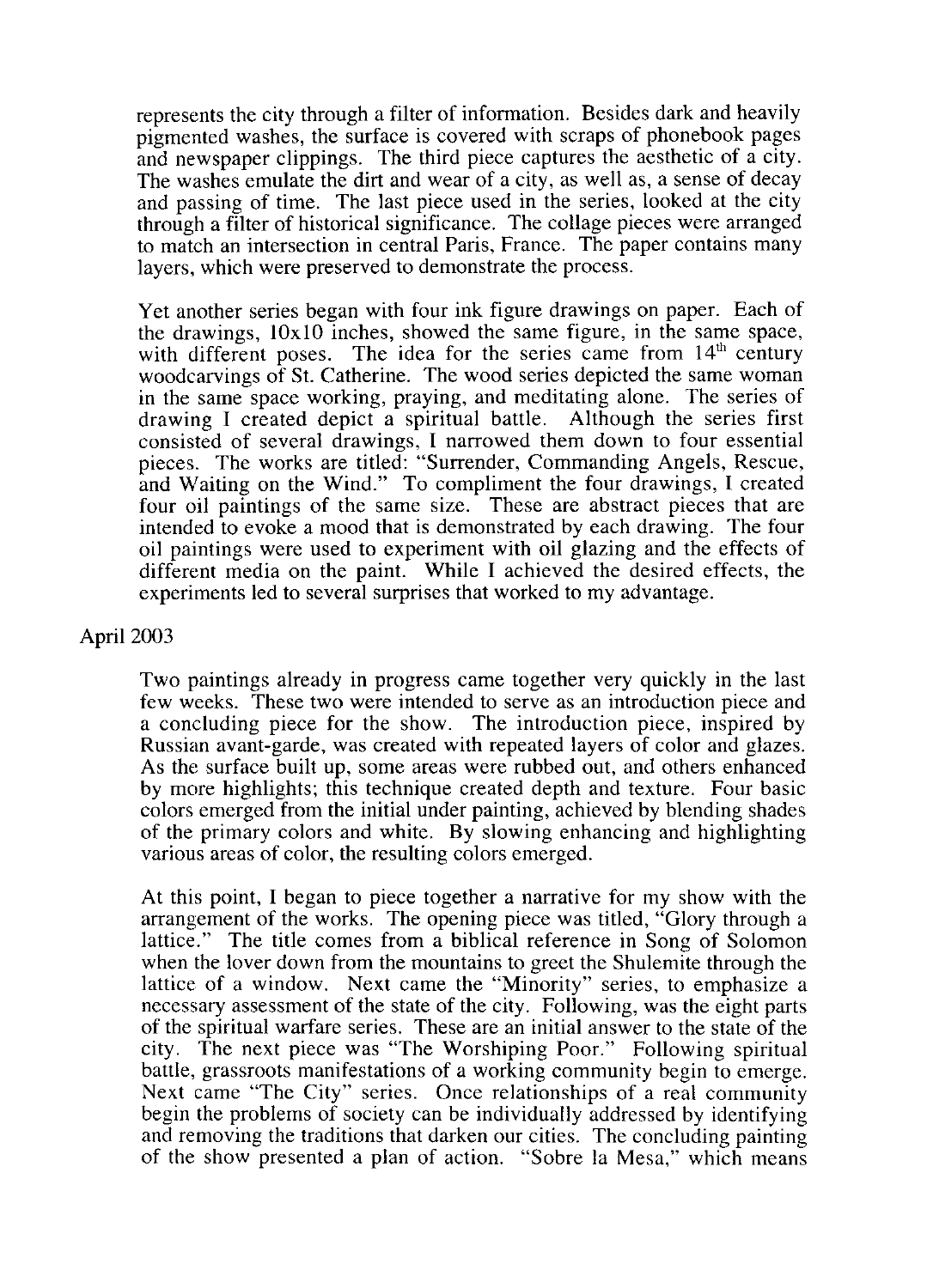represents the city through a filter of information. Besides dark and heavily pigmented washes, the surface is covered with scraps of phonebook pages and newspaper clippings. The third piece captures the aesthetic of a city. The washes emulate the dirt and wear of a city, as well as, a sense of decay and passing of time. The last piece used in the series, looked at the city through a filter of historical significance. The collage pieces were arranged to match an intersection in central Paris, France. The paper contains many layers, which were preserved to demonstrate the process.

Yet another series began with four ink figure drawings on paper. Each of the drawings, 10x10 inches, showed the same figure, in the same space, with different poses. The idea for the series came from 14th century woodcarvings of St. Catherine. The wood series depicted the same woman in the same space working, praying, and meditating alone. The series of drawing I created depict a spiritual battle. Although the series first consisted of several drawings, I narrowed them down to four essential pieces. The works are titled: "Surrender, Commanding Angels, Rescue, and Waiting on the Wind." To compliment the four drawings, I created four oil paintings of the same size. These are abstract pieces that are intended to evoke a mood that is demonstrated by each drawing. The four oil paintings were used to experiment with oil glazing and the effects of different media on the paint. While I achieved the desired effects, the experiments led to several surprises that worked to my advantage.

April 2003

Two paintings already in progress came together very quickly in the last few weeks. These two were intended to serve as an introduction piece and a concluding piece for the show. The introduction piece, inspired by Russian avant-garde, was created with repeated layers of color and glazes. As the surface built up, some areas were rubbed out, and others enhanced by more highlights; this technique created depth and texture. Four basic colors emerged from the initial under painting, achieved by blending shades of the primary colors and white. By slowing enhancing and highlighting various areas of color, the resulting colors emerged.

At this point, I began to piece together a narrative for my show with the arrangement of the works. The opening piece was titled, "Glory through a lattice." The title comes from a biblical reference in Song of Solomon when the lover down from the mountains to greet the Shulemite through the lattice of a window. Next came the "Minority" series, to emphasize a necessary assessment of the state of the city. Following, was the eight parts of the spiritual warfare series. These are an initial answer to the state of the city. The next piece was "The Worshiping Poor." Following spiritual battle, grassroots manifestations of a working community begin to emerge. Next came "The City" series. Once relationships of a real community begin the problems of society can be individually addressed by identifying and removing the traditions that darken our cities. The concluding painting of the show presented a plan of action. "Sobre la Mesa," which means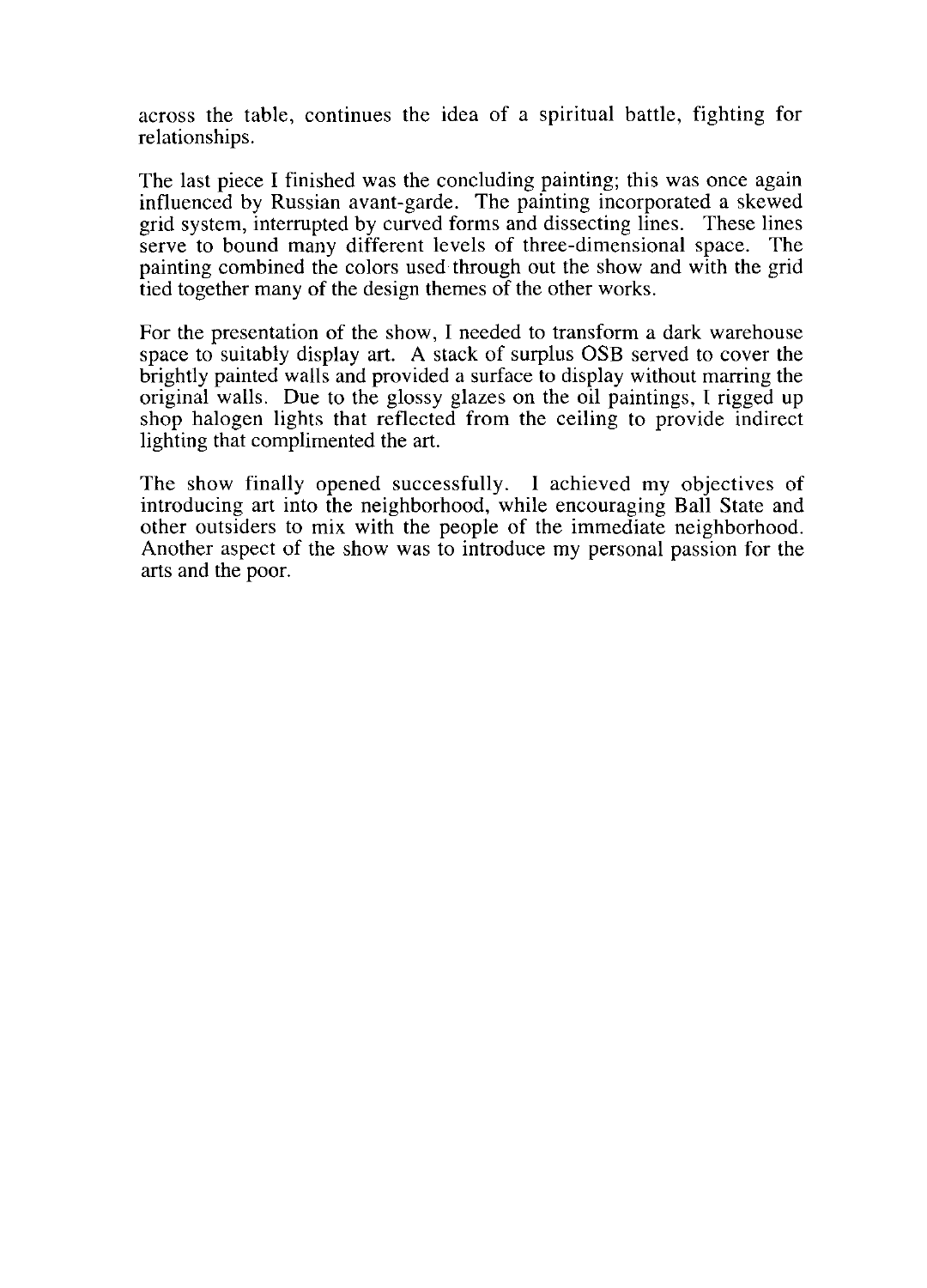across the table, continues the idea of a spiritual battle, fighting for relationships.

The last piece I finished was the concluding painting; this was once again influenced by Russian avant-garde. The painting incorporated a skewed grid system, interrupted by curved forms and dissecting lines. These lines serve to bound many different levels of three-dimensional space. The painting combined the colors used through out the show and with the grid tied together many of the design themes of the other works.

For the presentation of the show, I needed to transform a dark warehouse space to suitably display art. A stack of surplus OSB served to cover the brightly painted walls and provided a surface to display without marring the original walls. Due to the glossy glazes on the oil paintings, I rigged up shop halogen lights that reflected from the ceiling to provide indirect lighting that complimented the art.

The show finally opened successfully. I achieved my objectives of introducing art into the neighborhood, while encouraging Ball State and other outsiders to mix with the people of the immediate neighborhood. Another aspect of the show was to introduce my personal passion for the arts and the poor.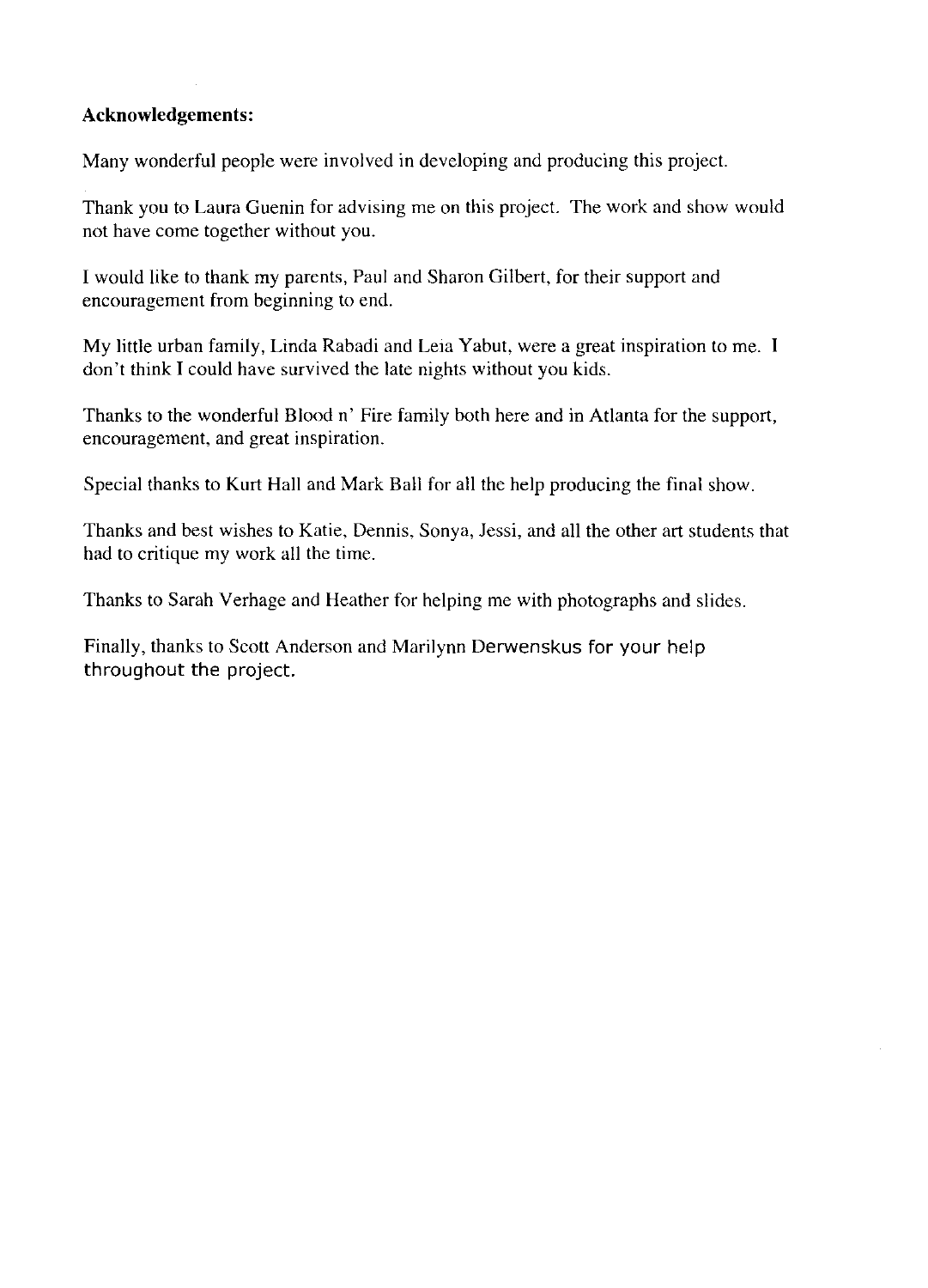**Acknowledgements:**

Many wonderful people were involved in developing and producing this project.

Thank you to Laura Guenin for advising me on this project. The work and show would not have come together without you.

I would like to thank my parents, Paul and Sharon Gilbert, for their support and encouragement from beginning to end.

My little urban family, Linda Rabadi and Leia Yabut, were a great inspiration to me. I don't think I could have survived the late nights without you kids.

Thanks to the wonderful Blood n' Fire family both here and in Atlanta for the support, encouragement, and great inspiration.

Special thanks to Kurt Hall and Mark Ball for all the help producing the final show.

Thanks and best wishes to Katie, Dennis, Sonya, Jessi, and all the other art students that had to critique my work all the time.

Thanks to Sarah Verhage and Heather for helping me with photographs and slides.

Finally, thanks to Scott Anderson and Marilynn Derwenskus for your help throughout the project.